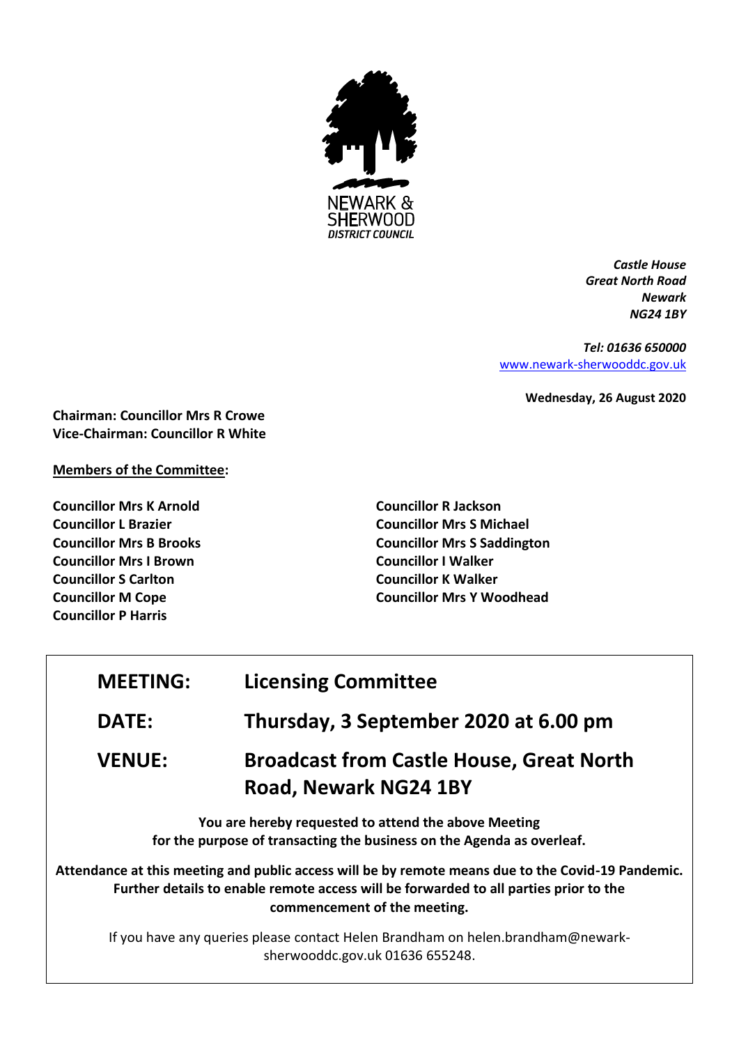NEWARK & SHERWOOD
*DISTRICT COUNCIL*

***Castle House***
***Great North Road***
***Newark***
***NG24 1BY***

***Tel: 01636 650000***
www.newark-sherwooddc.gov.uk

**Wednesday, 26 August 2020**

**Chairman: Councillor Mrs R Crowe**
**Vice-Chairman: Councillor R White**

**Members of the Committee:**

**Councillor Mrs K Arnold**
**Councillor L Brazier**
**Councillor Mrs B Brooks**
**Councillor Mrs I Brown**
**Councillor S Carlton**
**Councillor M Cope**
**Councillor P Harris**
**Councillor R Jackson**
**Councillor Mrs S Michael**
**Councillor Mrs S Saddington**
**Councillor I Walker**
**Councillor K Walker**
**Councillor Mrs Y Woodhead**

| | |
|---|---|
| **MEETING:** | **Licensing Committee** |
| **DATE:** | **Thursday, 3 September 2020 at 6.00 pm** |
| **VENUE:** | **Broadcast from Castle House, Great North Road, Newark NG24 1BY** |

**You are hereby requested to attend the above Meeting for the purpose of transacting the business on the Agenda as overleaf.**

**Attendance at this meeting and public access will be by remote means due to the Covid-19 Pandemic. Further details to enable remote access will be forwarded to all parties prior to the commencement of the meeting.**

If you have any queries please contact Helen Brandham on helen.brandham@newark-sherwooddc.gov.uk 01636 655248.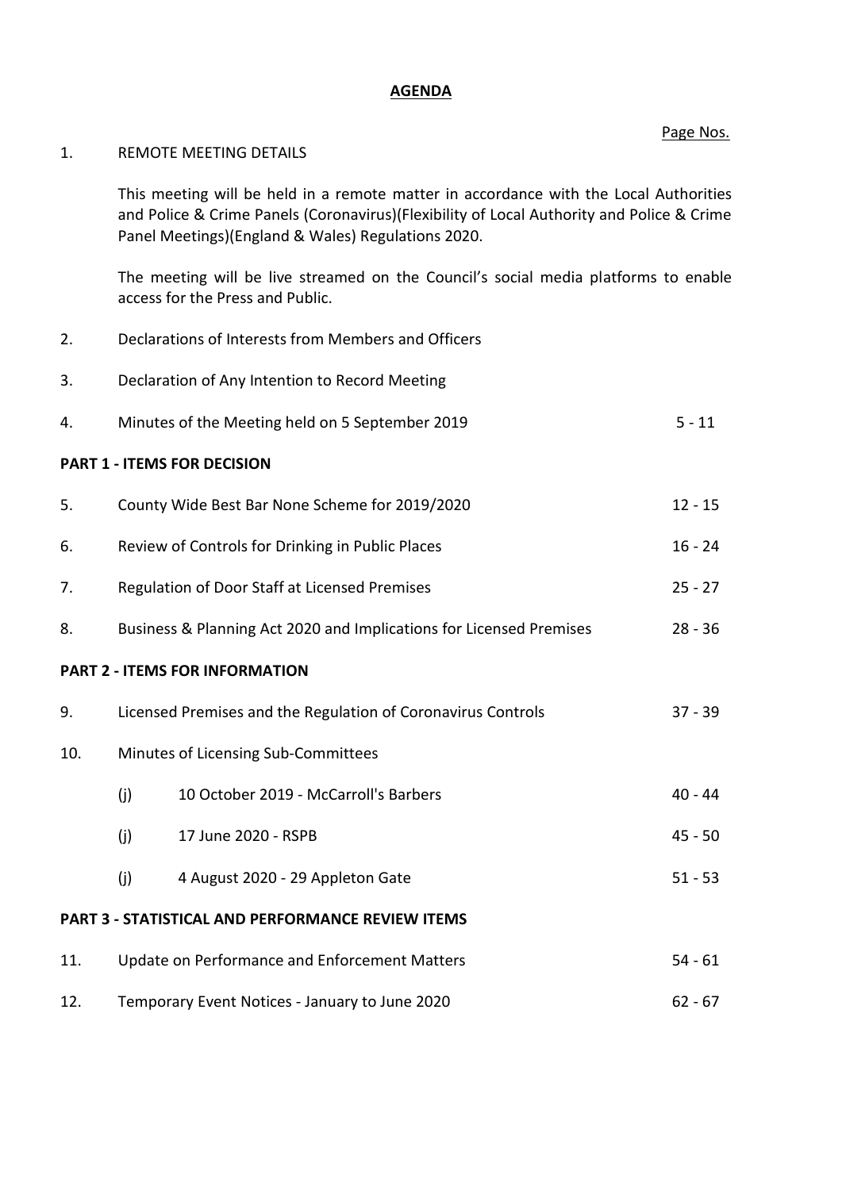# AGENDA

Page Nos.

1. REMOTE MEETING DETAILS

   This meeting will be held in a remote matter in accordance with the Local Authorities and Police & Crime Panels (Coronavirus)(Flexibility of Local Authority and Police & Crime Panel Meetings)(England & Wales) Regulations 2020.

   The meeting will be live streamed on the Council's social media platforms to enable access for the Press and Public.

2. Declarations of Interests from Members and Officers

3. Declaration of Any Intention to Record Meeting

4. Minutes of the Meeting held on 5 September 2019 — 5 - 11

**PART 1 - ITEMS FOR DECISION**

5. County Wide Best Bar None Scheme for 2019/2020 — 12 - 15

6. Review of Controls for Drinking in Public Places — 16 - 24

7. Regulation of Door Staff at Licensed Premises — 25 - 27

8. Business & Planning Act 2020 and Implications for Licensed Premises — 28 - 36

**PART 2 - ITEMS FOR INFORMATION**

9. Licensed Premises and the Regulation of Coronavirus Controls — 37 - 39

10. Minutes of Licensing Sub-Committees

    (j) 10 October 2019 - McCarroll's Barbers — 40 - 44

    (j) 17 June 2020 - RSPB — 45 - 50

    (j) 4 August 2020 - 29 Appleton Gate — 51 - 53

**PART 3 - STATISTICAL AND PERFORMANCE REVIEW ITEMS**

11. Update on Performance and Enforcement Matters — 54 - 61

12. Temporary Event Notices - January to June 2020 — 62 - 67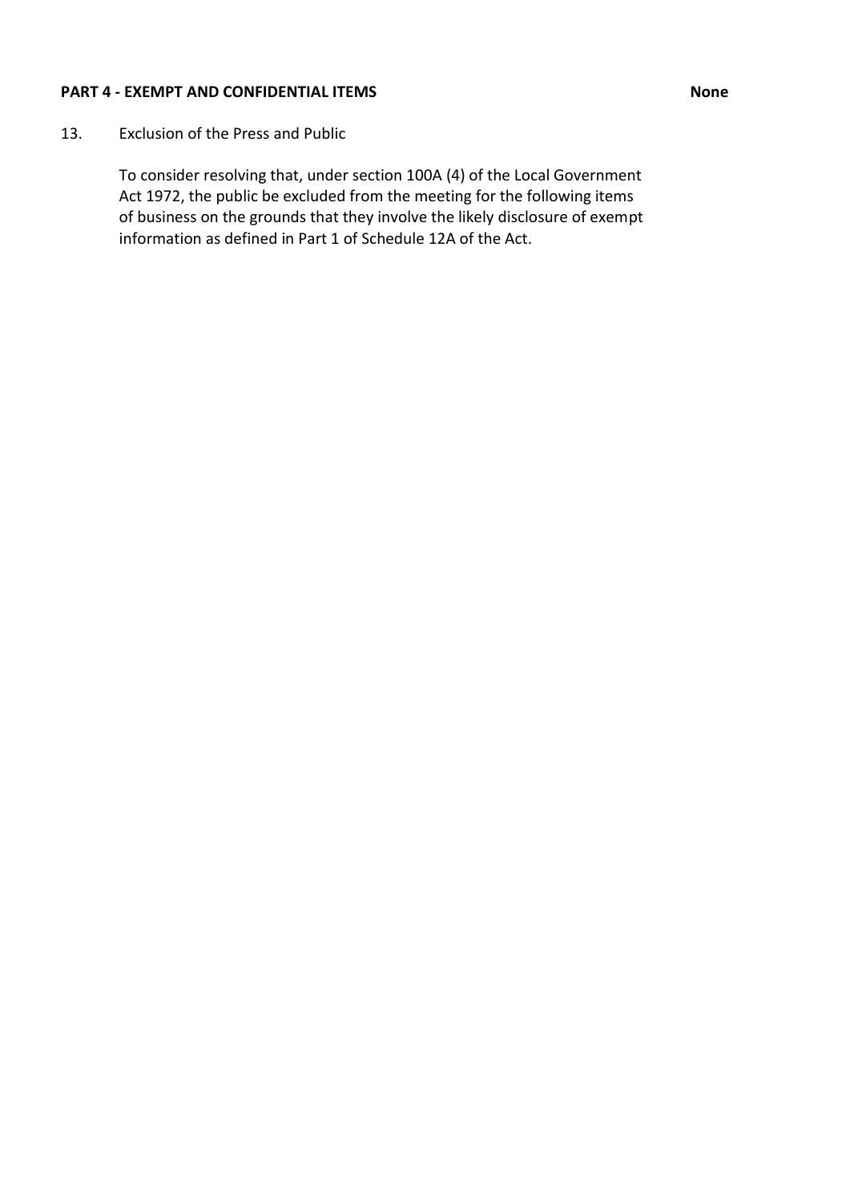**PART 4 - EXEMPT AND CONFIDENTIAL ITEMS** **None**

13. Exclusion of the Press and Public

To consider resolving that, under section 100A (4) of the Local Government Act 1972, the public be excluded from the meeting for the following items of business on the grounds that they involve the likely disclosure of exempt information as defined in Part 1 of Schedule 12A of the Act.